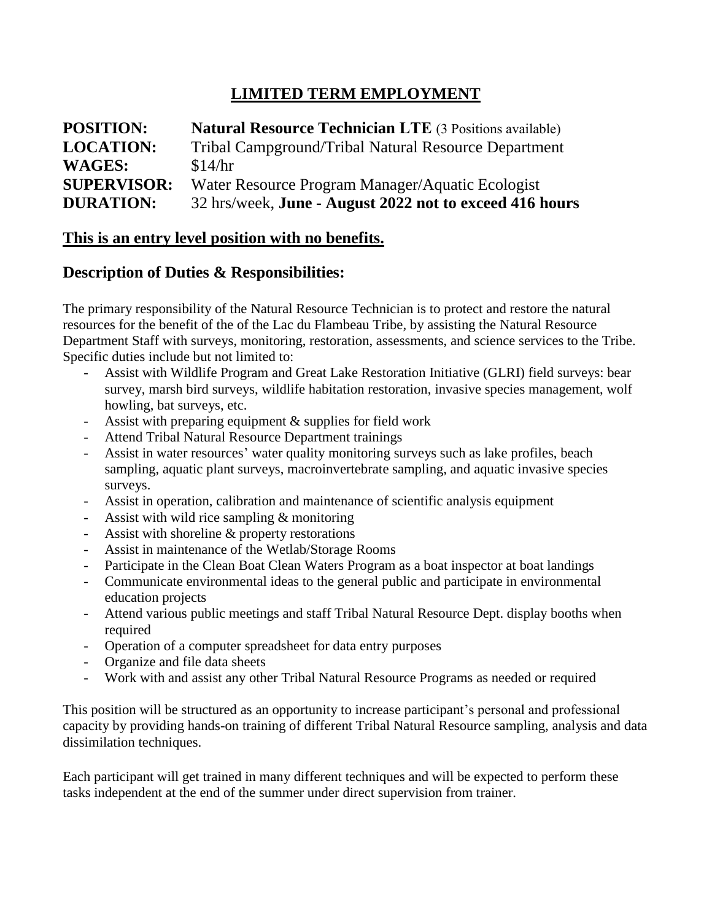# LIMITED TERM EMPLOYMENT

**POSITION:** **Natural Resource Technician LTE** (3 Positions available)
**LOCATION:** Tribal Campground/Tribal Natural Resource Department
**WAGES:** $14/hr
**SUPERVISOR:** Water Resource Program Manager/Aquatic Ecologist
**DURATION:** 32 hrs/week, **June - August 2022 not to exceed 416 hours**

## This is an entry level position with no benefits.

## Description of Duties & Responsibilities:

The primary responsibility of the Natural Resource Technician is to protect and restore the natural resources for the benefit of the of the Lac du Flambeau Tribe, by assisting the Natural Resource Department Staff with surveys, monitoring, restoration, assessments, and science services to the Tribe. Specific duties include but not limited to:

- Assist with Wildlife Program and Great Lake Restoration Initiative (GLRI) field surveys: bear survey, marsh bird surveys, wildlife habitation restoration, invasive species management, wolf howling, bat surveys, etc.
- Assist with preparing equipment & supplies for field work
- Attend Tribal Natural Resource Department trainings
- Assist in water resources' water quality monitoring surveys such as lake profiles, beach sampling, aquatic plant surveys, macroinvertebrate sampling, and aquatic invasive species surveys.
- Assist in operation, calibration and maintenance of scientific analysis equipment
- Assist with wild rice sampling & monitoring
- Assist with shoreline & property restorations
- Assist in maintenance of the Wetlab/Storage Rooms
- Participate in the Clean Boat Clean Waters Program as a boat inspector at boat landings
- Communicate environmental ideas to the general public and participate in environmental education projects
- Attend various public meetings and staff Tribal Natural Resource Dept. display booths when required
- Operation of a computer spreadsheet for data entry purposes
- Organize and file data sheets
- Work with and assist any other Tribal Natural Resource Programs as needed or required

This position will be structured as an opportunity to increase participant's personal and professional capacity by providing hands-on training of different Tribal Natural Resource sampling, analysis and data dissimilation techniques.

Each participant will get trained in many different techniques and will be expected to perform these tasks independent at the end of the summer under direct supervision from trainer.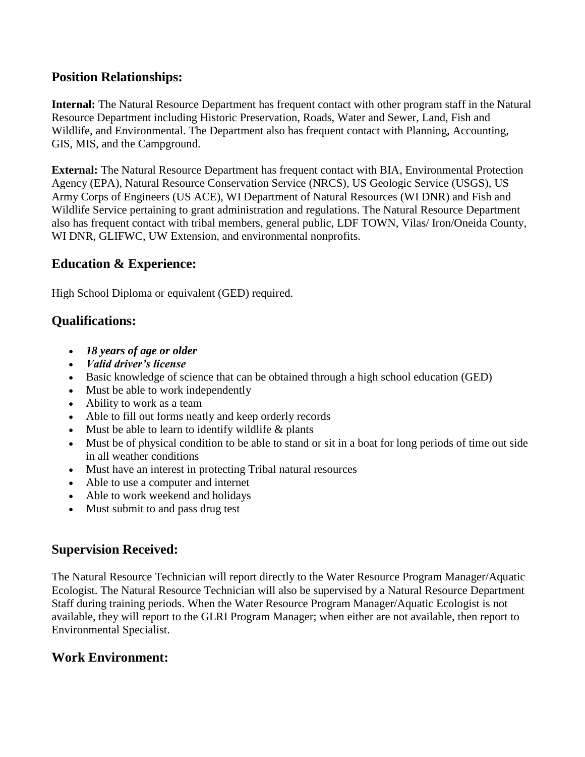## Position Relationships:

**Internal:** The Natural Resource Department has frequent contact with other program staff in the Natural Resource Department including Historic Preservation, Roads, Water and Sewer, Land, Fish and Wildlife, and Environmental. The Department also has frequent contact with Planning, Accounting, GIS, MIS, and the Campground.

**External:** The Natural Resource Department has frequent contact with BIA, Environmental Protection Agency (EPA), Natural Resource Conservation Service (NRCS), US Geologic Service (USGS), US Army Corps of Engineers (US ACE), WI Department of Natural Resources (WI DNR) and Fish and Wildlife Service pertaining to grant administration and regulations. The Natural Resource Department also has frequent contact with tribal members, general public, LDF TOWN, Vilas/ Iron/Oneida County, WI DNR, GLIFWC, UW Extension, and environmental nonprofits.

## Education & Experience:

High School Diploma or equivalent (GED) required.

## Qualifications:

- ***18 years of age or older***
- ***Valid driver's license***
- Basic knowledge of science that can be obtained through a high school education (GED)
- Must be able to work independently
- Ability to work as a team
- Able to fill out forms neatly and keep orderly records
- Must be able to learn to identify wildlife & plants
- Must be of physical condition to be able to stand or sit in a boat for long periods of time out side in all weather conditions
- Must have an interest in protecting Tribal natural resources
- Able to use a computer and internet
- Able to work weekend and holidays
- Must submit to and pass drug test

## Supervision Received:

The Natural Resource Technician will report directly to the Water Resource Program Manager/Aquatic Ecologist. The Natural Resource Technician will also be supervised by a Natural Resource Department Staff during training periods. When the Water Resource Program Manager/Aquatic Ecologist is not available, they will report to the GLRI Program Manager; when either are not available, then report to Environmental Specialist.

## Work Environment: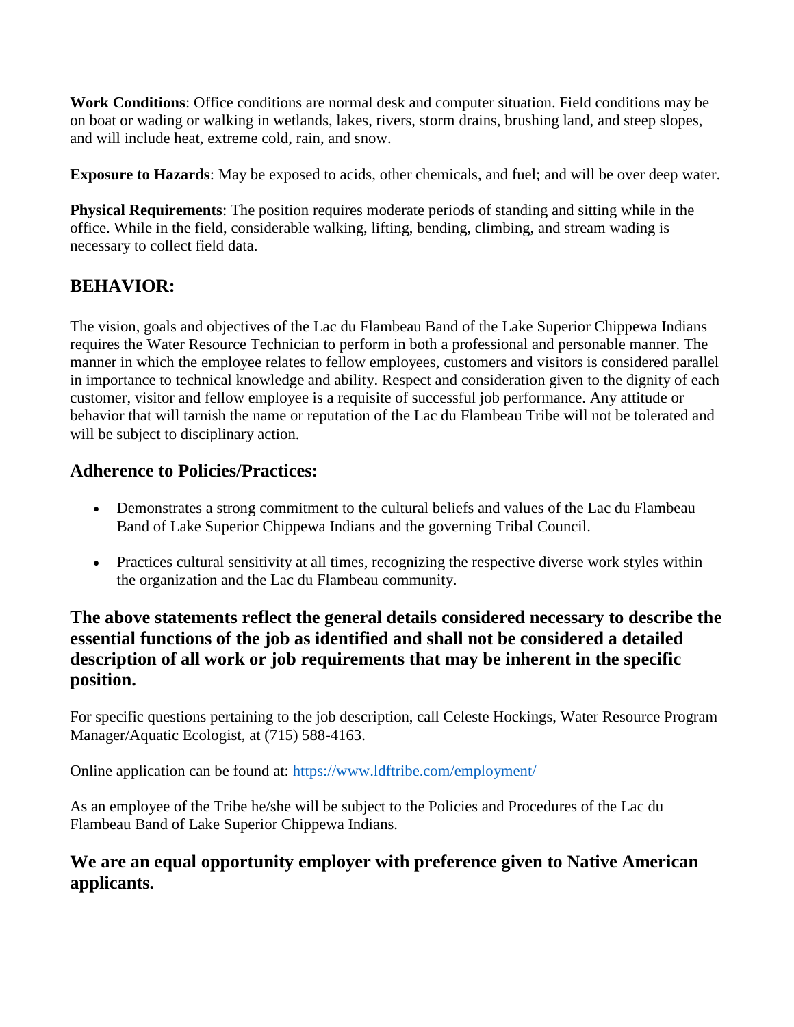**Work Conditions**: Office conditions are normal desk and computer situation. Field conditions may be on boat or wading or walking in wetlands, lakes, rivers, storm drains, brushing land, and steep slopes, and will include heat, extreme cold, rain, and snow.

**Exposure to Hazards**: May be exposed to acids, other chemicals, and fuel; and will be over deep water.

**Physical Requirements**: The position requires moderate periods of standing and sitting while in the office. While in the field, considerable walking, lifting, bending, climbing, and stream wading is necessary to collect field data.

## BEHAVIOR:

The vision, goals and objectives of the Lac du Flambeau Band of the Lake Superior Chippewa Indians requires the Water Resource Technician to perform in both a professional and personable manner. The manner in which the employee relates to fellow employees, customers and visitors is considered parallel in importance to technical knowledge and ability. Respect and consideration given to the dignity of each customer, visitor and fellow employee is a requisite of successful job performance. Any attitude or behavior that will tarnish the name or reputation of the Lac du Flambeau Tribe will not be tolerated and will be subject to disciplinary action.

### Adherence to Policies/Practices:

- Demonstrates a strong commitment to the cultural beliefs and values of the Lac du Flambeau Band of Lake Superior Chippewa Indians and the governing Tribal Council.
- Practices cultural sensitivity at all times, recognizing the respective diverse work styles within the organization and the Lac du Flambeau community.

### The above statements reflect the general details considered necessary to describe the essential functions of the job as identified and shall not be considered a detailed description of all work or job requirements that may be inherent in the specific position.

For specific questions pertaining to the job description, call Celeste Hockings, Water Resource Program Manager/Aquatic Ecologist, at (715) 588-4163.

Online application can be found at: [https://www.ldftribe.com/employment/](https://www.ldftribe.com/employment/)

As an employee of the Tribe he/she will be subject to the Policies and Procedures of the Lac du Flambeau Band of Lake Superior Chippewa Indians.

### We are an equal opportunity employer with preference given to Native American applicants.